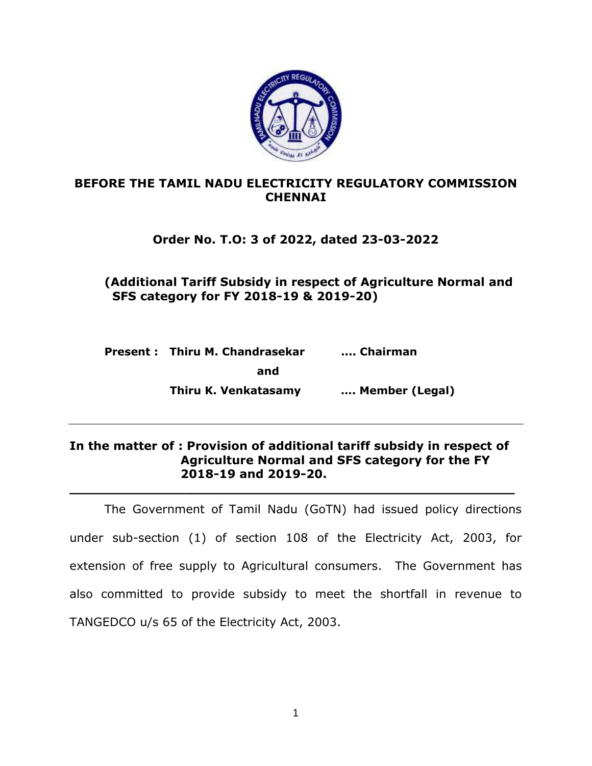**BEFORE THE TAMIL NADU ELECTRICITY REGULATORY COMMISSION CHENNAI**

**Order No. T.O: 3 of 2022, dated 23-03-2022**

**(Additional Tariff Subsidy in respect of Agriculture Normal and SFS category for FY 2018-19 & 2019-20)**

**Present : Thiru M. Chandrasekar .... Chairman**

**and**

**Thiru K. Venkatasamy .... Member (Legal)**

---

**In the matter of : Provision of additional tariff subsidy in respect of Agriculture Normal and SFS category for the FY 2018-19 and 2019-20.**

---

The Government of Tamil Nadu (GoTN) had issued policy directions under sub-section (1) of section 108 of the Electricity Act, 2003, for extension of free supply to Agricultural consumers. The Government has also committed to provide subsidy to meet the shortfall in revenue to TANGEDCO u/s 65 of the Electricity Act, 2003.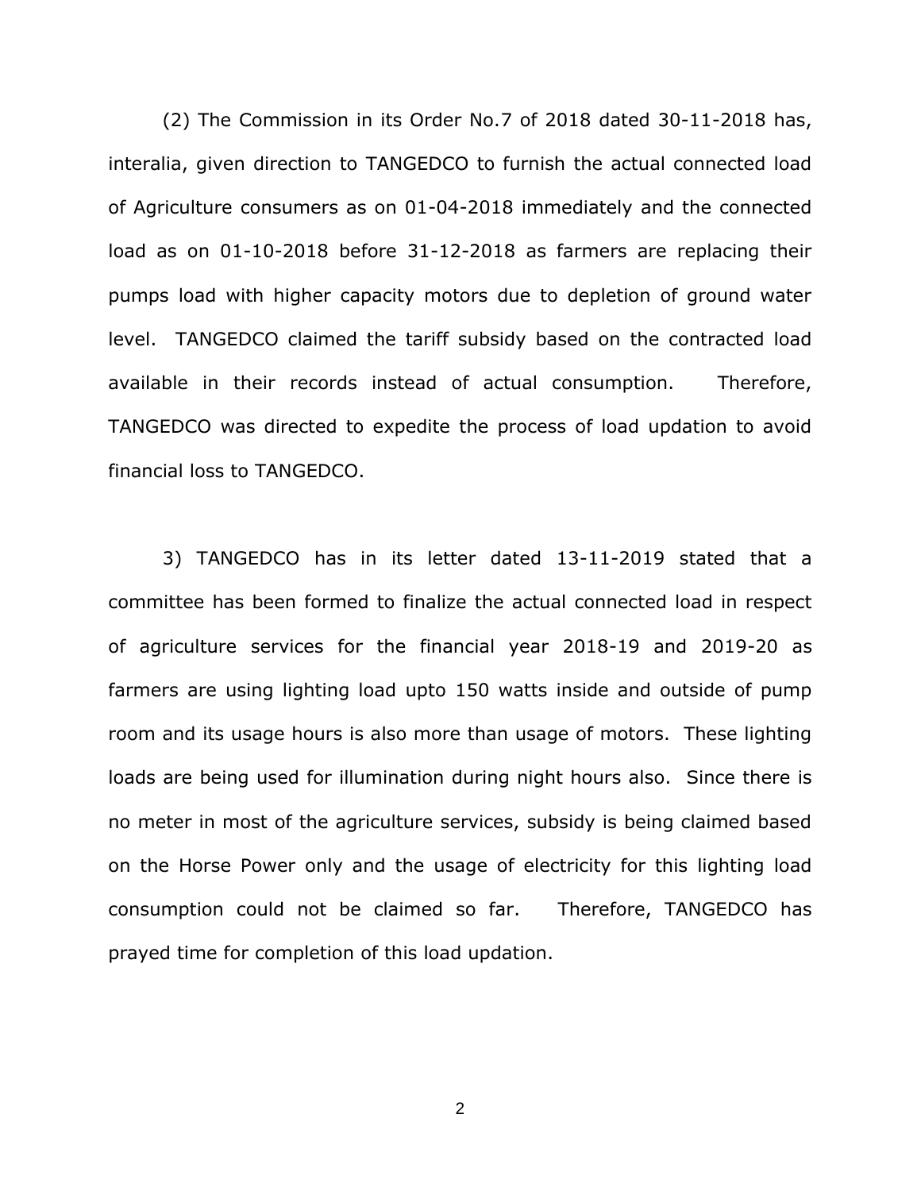(2) The Commission in its Order No.7 of 2018 dated 30-11-2018 has, interalia, given direction to TANGEDCO to furnish the actual connected load of Agriculture consumers as on 01-04-2018 immediately and the connected load as on 01-10-2018 before 31-12-2018 as farmers are replacing their pumps load with higher capacity motors due to depletion of ground water level. TANGEDCO claimed the tariff subsidy based on the contracted load available in their records instead of actual consumption. Therefore, TANGEDCO was directed to expedite the process of load updation to avoid financial loss to TANGEDCO.

3) TANGEDCO has in its letter dated 13-11-2019 stated that a committee has been formed to finalize the actual connected load in respect of agriculture services for the financial year 2018-19 and 2019-20 as farmers are using lighting load upto 150 watts inside and outside of pump room and its usage hours is also more than usage of motors. These lighting loads are being used for illumination during night hours also. Since there is no meter in most of the agriculture services, subsidy is being claimed based on the Horse Power only and the usage of electricity for this lighting load consumption could not be claimed so far. Therefore, TANGEDCO has prayed time for completion of this load updation.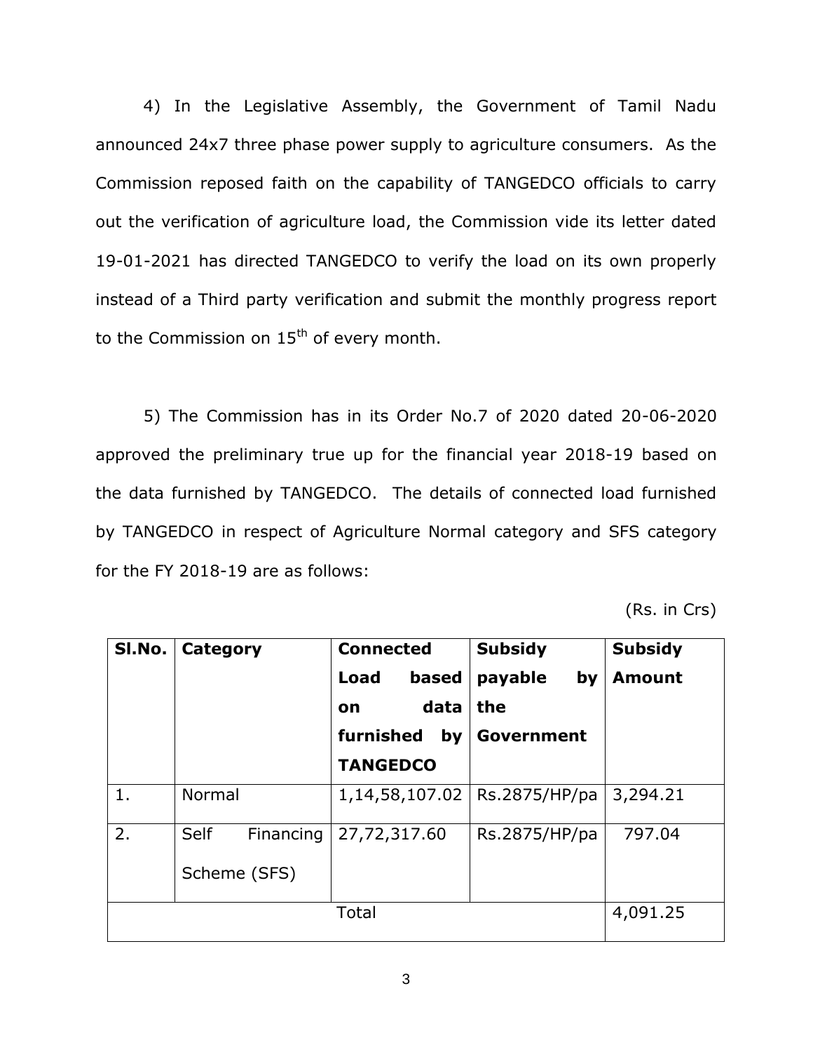4) In the Legislative Assembly, the Government of Tamil Nadu announced 24x7 three phase power supply to agriculture consumers. As the Commission reposed faith on the capability of TANGEDCO officials to carry out the verification of agriculture load, the Commission vide its letter dated 19-01-2021 has directed TANGEDCO to verify the load on its own properly instead of a Third party verification and submit the monthly progress report to the Commission on 15th of every month.

5) The Commission has in its Order No.7 of 2020 dated 20-06-2020 approved the preliminary true up for the financial year 2018-19 based on the data furnished by TANGEDCO. The details of connected load furnished by TANGEDCO in respect of Agriculture Normal category and SFS category for the FY 2018-19 are as follows:

(Rs. in Crs)

| Sl.No. | Category | Connected Load based on data furnished by TANGEDCO | Subsidy payable by the Government | Subsidy Amount |
|---|---|---|---|---|
| 1. | Normal | 1,14,58,107.02 | Rs.2875/HP/pa | 3,294.21 |
| 2. | Self Financing Scheme (SFS) | 27,72,317.60 | Rs.2875/HP/pa | 797.04 |
| | | Total | | 4,091.25 |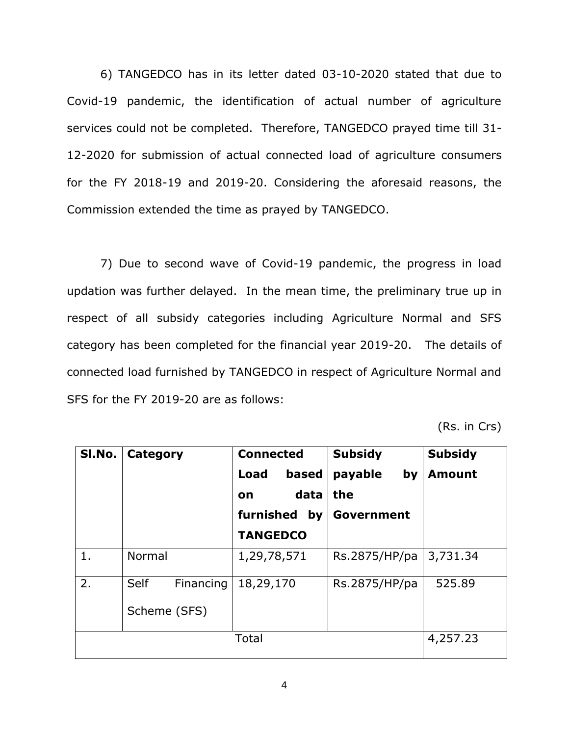6) TANGEDCO has in its letter dated 03-10-2020 stated that due to Covid-19 pandemic, the identification of actual number of agriculture services could not be completed. Therefore, TANGEDCO prayed time till 31-12-2020 for submission of actual connected load of agriculture consumers for the FY 2018-19 and 2019-20. Considering the aforesaid reasons, the Commission extended the time as prayed by TANGEDCO.

7) Due to second wave of Covid-19 pandemic, the progress in load updation was further delayed. In the mean time, the preliminary true up in respect of all subsidy categories including Agriculture Normal and SFS category has been completed for the financial year 2019-20. The details of connected load furnished by TANGEDCO in respect of Agriculture Normal and SFS for the FY 2019-20 are as follows:

(Rs. in Crs)

| **Sl.No.** | **Category** | **Connected Load based on data furnished by TANGEDCO** | **Subsidy payable by the Government** | **Subsidy Amount** |
|---|---|---|---|---|
| 1. | Normal | 1,29,78,571 | Rs.2875/HP/pa | 3,731.34 |
| 2. | Self Financing Scheme (SFS) | 18,29,170 | Rs.2875/HP/pa | 525.89 |
| | | Total | | 4,257.23 |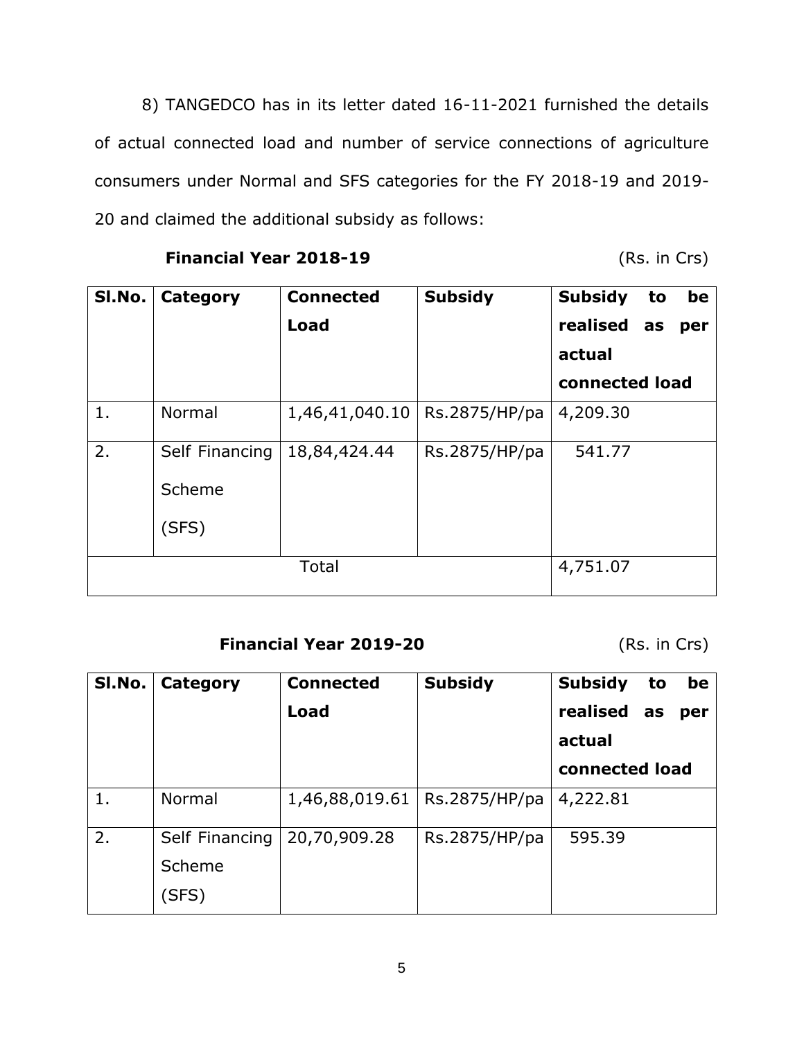8) TANGEDCO has in its letter dated 16-11-2021 furnished the details of actual connected load and number of service connections of agriculture consumers under Normal and SFS categories for the FY 2018-19 and 2019-20 and claimed the additional subsidy as follows:

**Financial Year 2018-19** (Rs. in Crs)

| Sl.No. | Category | Connected Load | Subsidy | Subsidy to be realised as per actual connected load |
|---|---|---|---|---|
| 1. | Normal | 1,46,41,040.10 | Rs.2875/HP/pa | 4,209.30 |
| 2. | Self Financing Scheme (SFS) | 18,84,424.44 | Rs.2875/HP/pa | 541.77 |
| Total | | | | 4,751.07 |

**Financial Year 2019-20** (Rs. in Crs)

| Sl.No. | Category | Connected Load | Subsidy | Subsidy to be realised as per actual connected load |
|---|---|---|---|---|
| 1. | Normal | 1,46,88,019.61 | Rs.2875/HP/pa | 4,222.81 |
| 2. | Self Financing Scheme (SFS) | 20,70,909.28 | Rs.2875/HP/pa | 595.39 |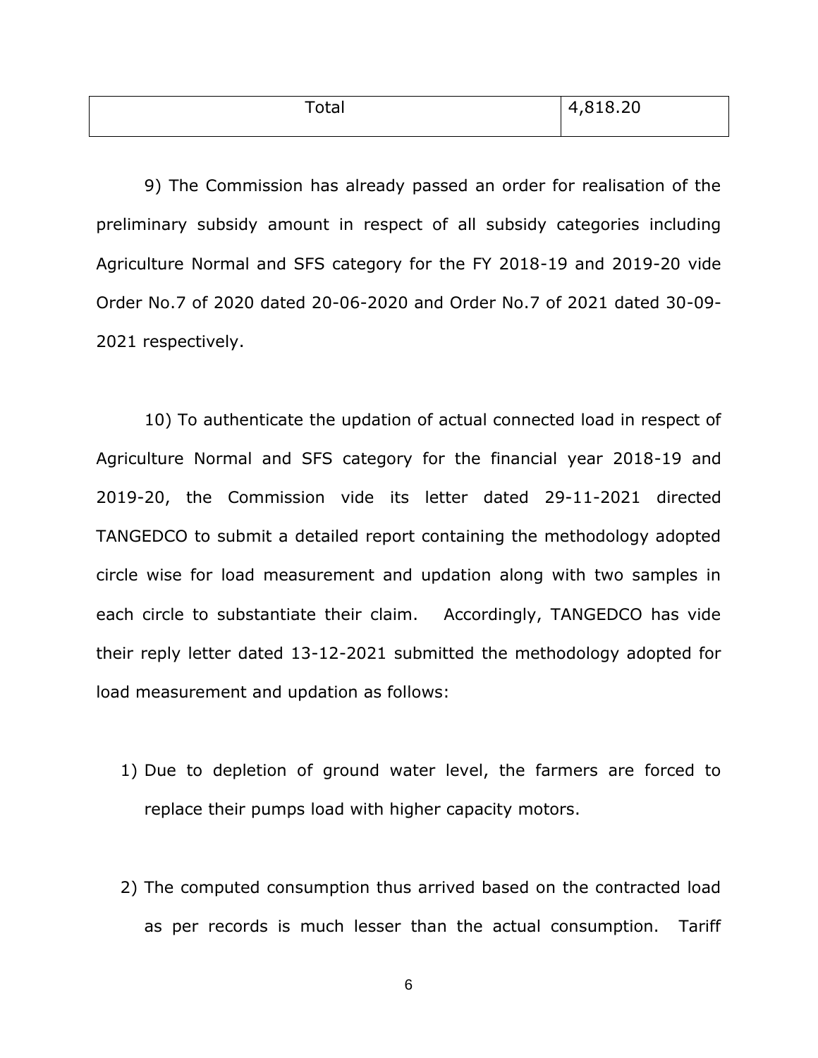| Total | 4,818.20 |
|---|---|

9) The Commission has already passed an order for realisation of the preliminary subsidy amount in respect of all subsidy categories including Agriculture Normal and SFS category for the FY 2018-19 and 2019-20 vide Order No.7 of 2020 dated 20-06-2020 and Order No.7 of 2021 dated 30-09-2021 respectively.

10) To authenticate the updation of actual connected load in respect of Agriculture Normal and SFS category for the financial year 2018-19 and 2019-20, the Commission vide its letter dated 29-11-2021 directed TANGEDCO to submit a detailed report containing the methodology adopted circle wise for load measurement and updation along with two samples in each circle to substantiate their claim. Accordingly, TANGEDCO has vide their reply letter dated 13-12-2021 submitted the methodology adopted for load measurement and updation as follows:

1) Due to depletion of ground water level, the farmers are forced to replace their pumps load with higher capacity motors.

2) The computed consumption thus arrived based on the contracted load as per records is much lesser than the actual consumption. Tariff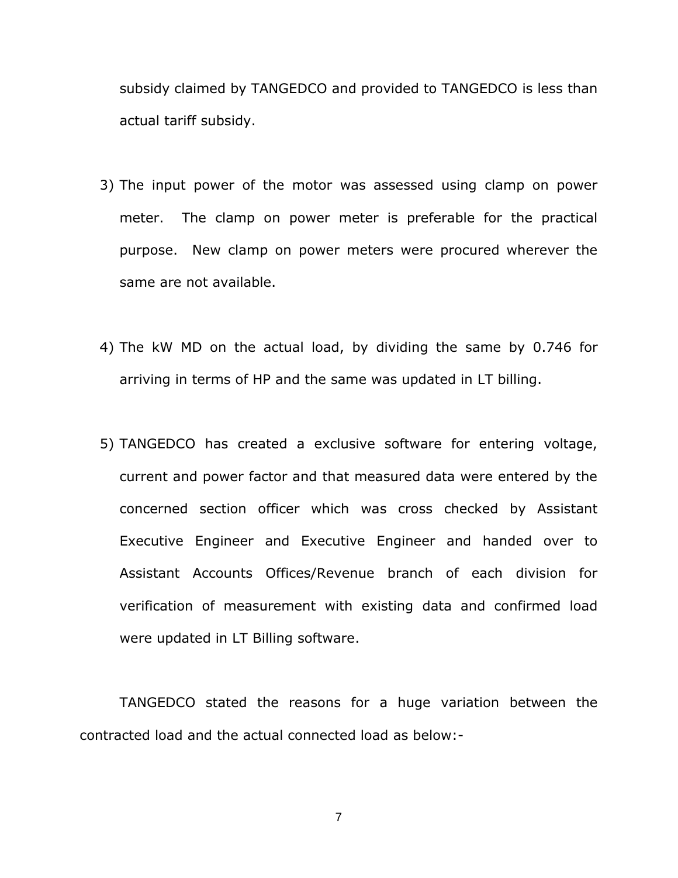subsidy claimed by TANGEDCO and provided to TANGEDCO is less than actual tariff subsidy.

3) The input power of the motor was assessed using clamp on power meter. The clamp on power meter is preferable for the practical purpose. New clamp on power meters were procured wherever the same are not available.

4) The kW MD on the actual load, by dividing the same by 0.746 for arriving in terms of HP and the same was updated in LT billing.

5) TANGEDCO has created a exclusive software for entering voltage, current and power factor and that measured data were entered by the concerned section officer which was cross checked by Assistant Executive Engineer and Executive Engineer and handed over to Assistant Accounts Offices/Revenue branch of each division for verification of measurement with existing data and confirmed load were updated in LT Billing software.

TANGEDCO stated the reasons for a huge variation between the contracted load and the actual connected load as below:-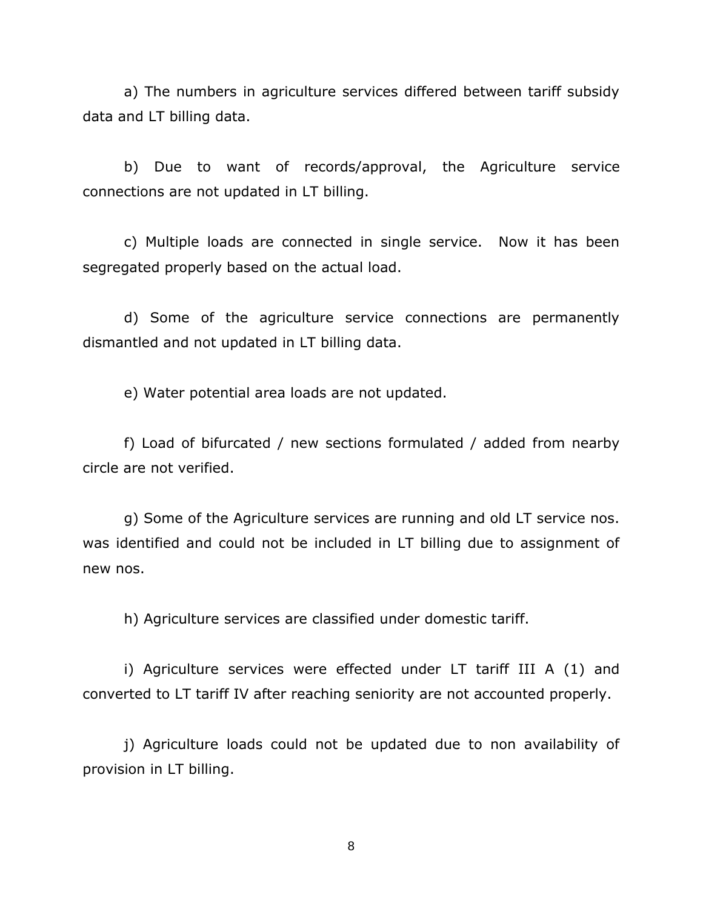a) The numbers in agriculture services differed between tariff subsidy data and LT billing data.

b) Due to want of records/approval, the Agriculture service connections are not updated in LT billing.

c) Multiple loads are connected in single service. Now it has been segregated properly based on the actual load.

d) Some of the agriculture service connections are permanently dismantled and not updated in LT billing data.

e) Water potential area loads are not updated.

f) Load of bifurcated / new sections formulated / added from nearby circle are not verified.

g) Some of the Agriculture services are running and old LT service nos. was identified and could not be included in LT billing due to assignment of new nos.

h) Agriculture services are classified under domestic tariff.

i) Agriculture services were effected under LT tariff III A (1) and converted to LT tariff IV after reaching seniority are not accounted properly.

j) Agriculture loads could not be updated due to non availability of provision in LT billing.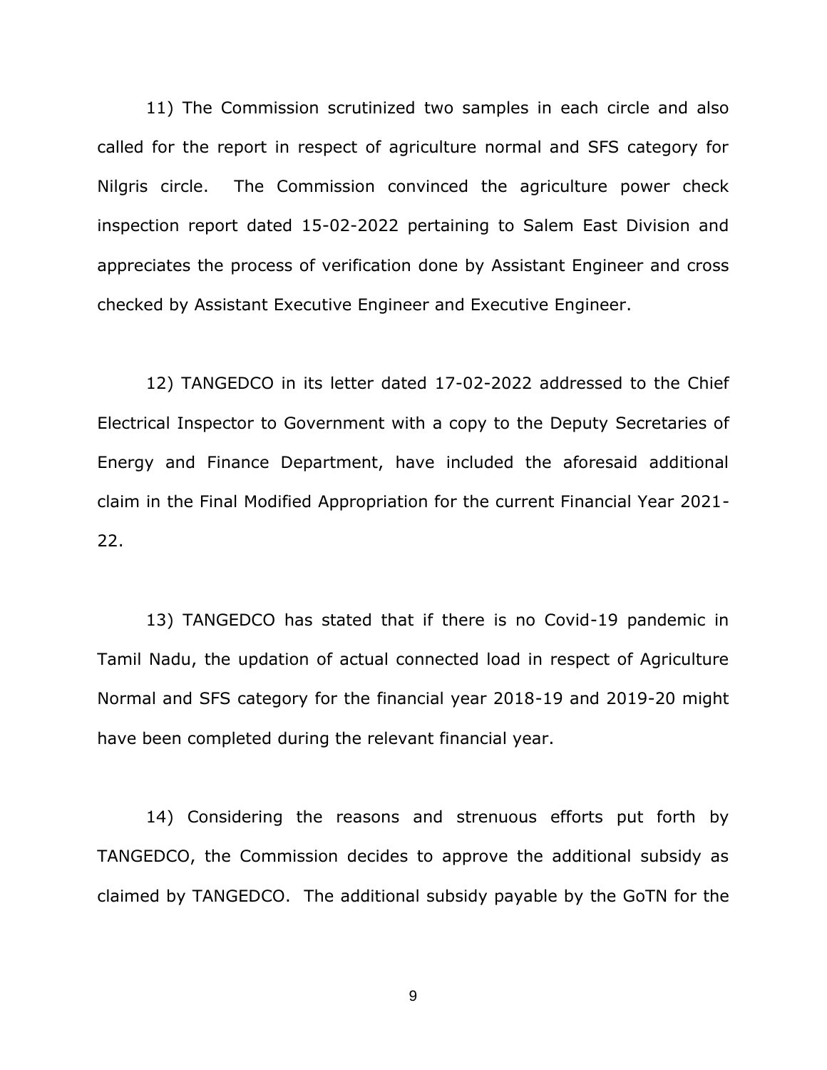11) The Commission scrutinized two samples in each circle and also called for the report in respect of agriculture normal and SFS category for Nilgris circle. The Commission convinced the agriculture power check inspection report dated 15-02-2022 pertaining to Salem East Division and appreciates the process of verification done by Assistant Engineer and cross checked by Assistant Executive Engineer and Executive Engineer.

12) TANGEDCO in its letter dated 17-02-2022 addressed to the Chief Electrical Inspector to Government with a copy to the Deputy Secretaries of Energy and Finance Department, have included the aforesaid additional claim in the Final Modified Appropriation for the current Financial Year 2021-22.

13) TANGEDCO has stated that if there is no Covid-19 pandemic in Tamil Nadu, the updation of actual connected load in respect of Agriculture Normal and SFS category for the financial year 2018-19 and 2019-20 might have been completed during the relevant financial year.

14) Considering the reasons and strenuous efforts put forth by TANGEDCO, the Commission decides to approve the additional subsidy as claimed by TANGEDCO. The additional subsidy payable by the GoTN for the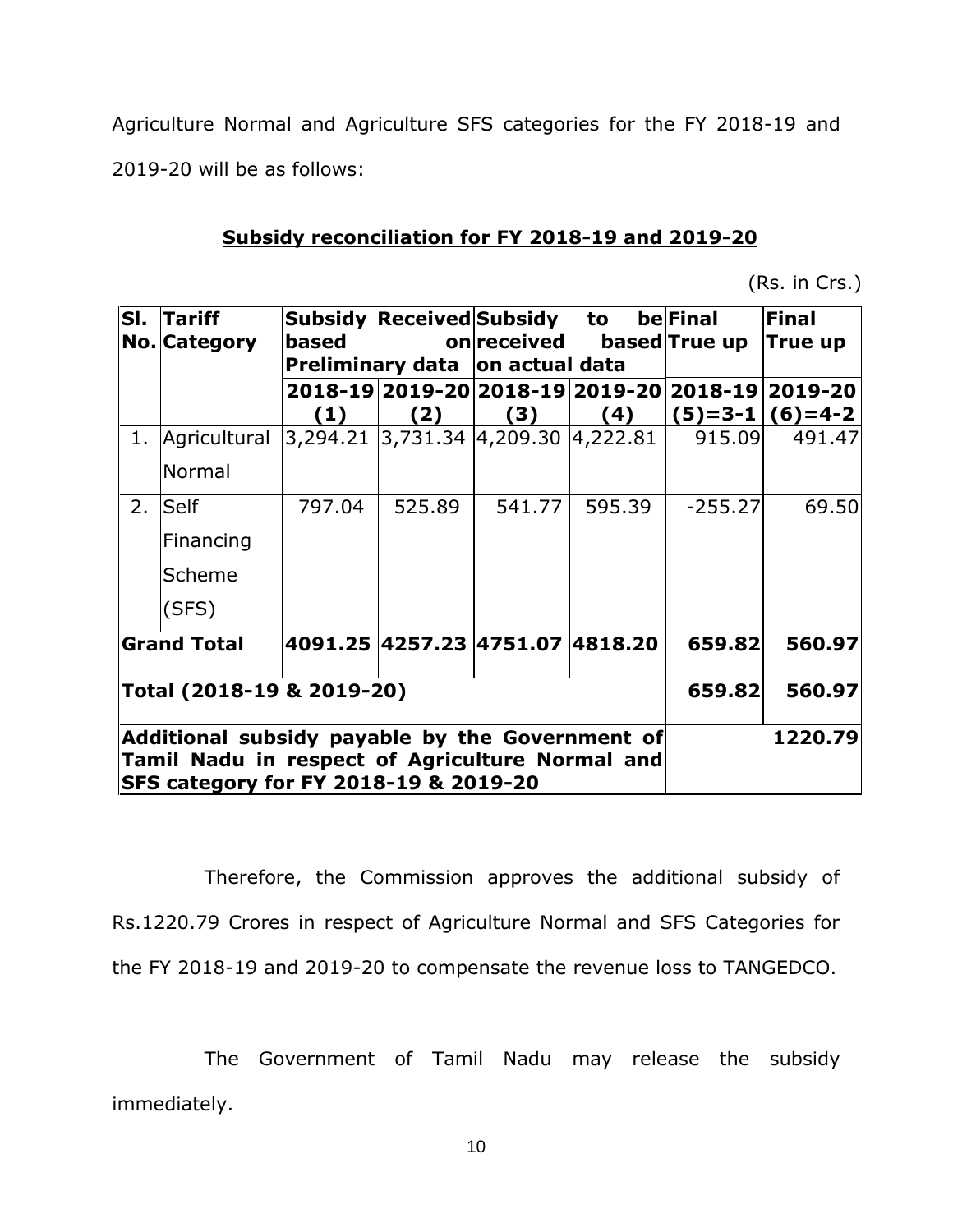Agriculture Normal and Agriculture SFS categories for the FY 2018-19 and 2019-20 will be as follows:

## Subsidy reconciliation for FY 2018-19 and 2019-20

(Rs. in Crs.)

| Sl. No. | Tariff Category | Subsidy Received based on Preliminary data | | Subsidy to be received based on actual data | | Final True up | Final True up |
|---|---|---|---|---|---|---|---|
| | | 2018-19 (1) | 2019-20 (2) | 2018-19 (3) | 2019-20 (4) | 2018-19 (5)=3-1 | 2019-20 (6)=4-2 |
| 1. | Agricultural Normal | 3,294.21 | 3,731.34 | 4,209.30 | 4,222.81 | 915.09 | 491.47 |
| 2. | Self Financing Scheme (SFS) | 797.04 | 525.89 | 541.77 | 595.39 | -255.27 | 69.50 |
| **Grand Total** | | **4091.25** | **4257.23** | **4751.07** | **4818.20** | **659.82** | **560.97** |
| **Total (2018-19 & 2019-20)** | | | | | | **659.82** | **560.97** |
| **Additional subsidy payable by the Government of Tamil Nadu in respect of Agriculture Normal and SFS category for FY 2018-19 & 2019-20** | | | | | | **1220.79** | |

Therefore, the Commission approves the additional subsidy of Rs.1220.79 Crores in respect of Agriculture Normal and SFS Categories for the FY 2018-19 and 2019-20 to compensate the revenue loss to TANGEDCO.

The Government of Tamil Nadu may release the subsidy immediately.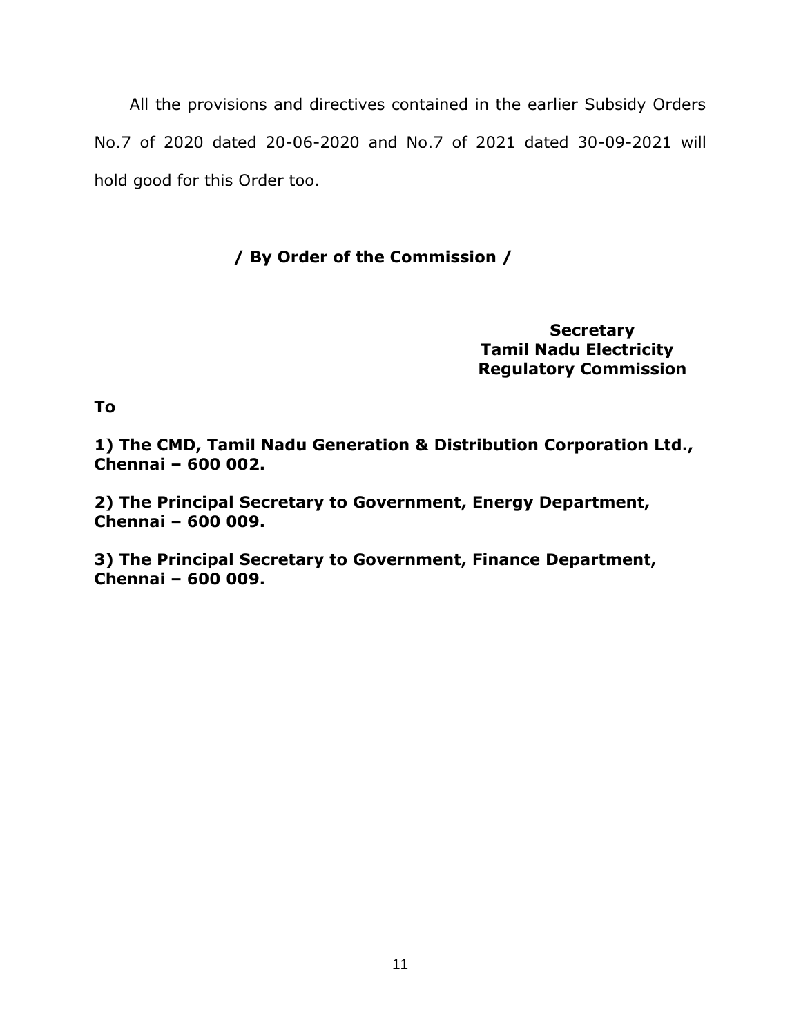All the provisions and directives contained in the earlier Subsidy Orders No.7 of 2020 dated 20-06-2020 and No.7 of 2021 dated 30-09-2021 will hold good for this Order too.

**/ By Order of the Commission /**

**Secretary**
**Tamil Nadu Electricity**
**Regulatory Commission**

**To**

**1) The CMD, Tamil Nadu Generation & Distribution Corporation Ltd., Chennai – 600 002.**

**2) The Principal Secretary to Government, Energy Department, Chennai – 600 009.**

**3) The Principal Secretary to Government, Finance Department, Chennai – 600 009.**